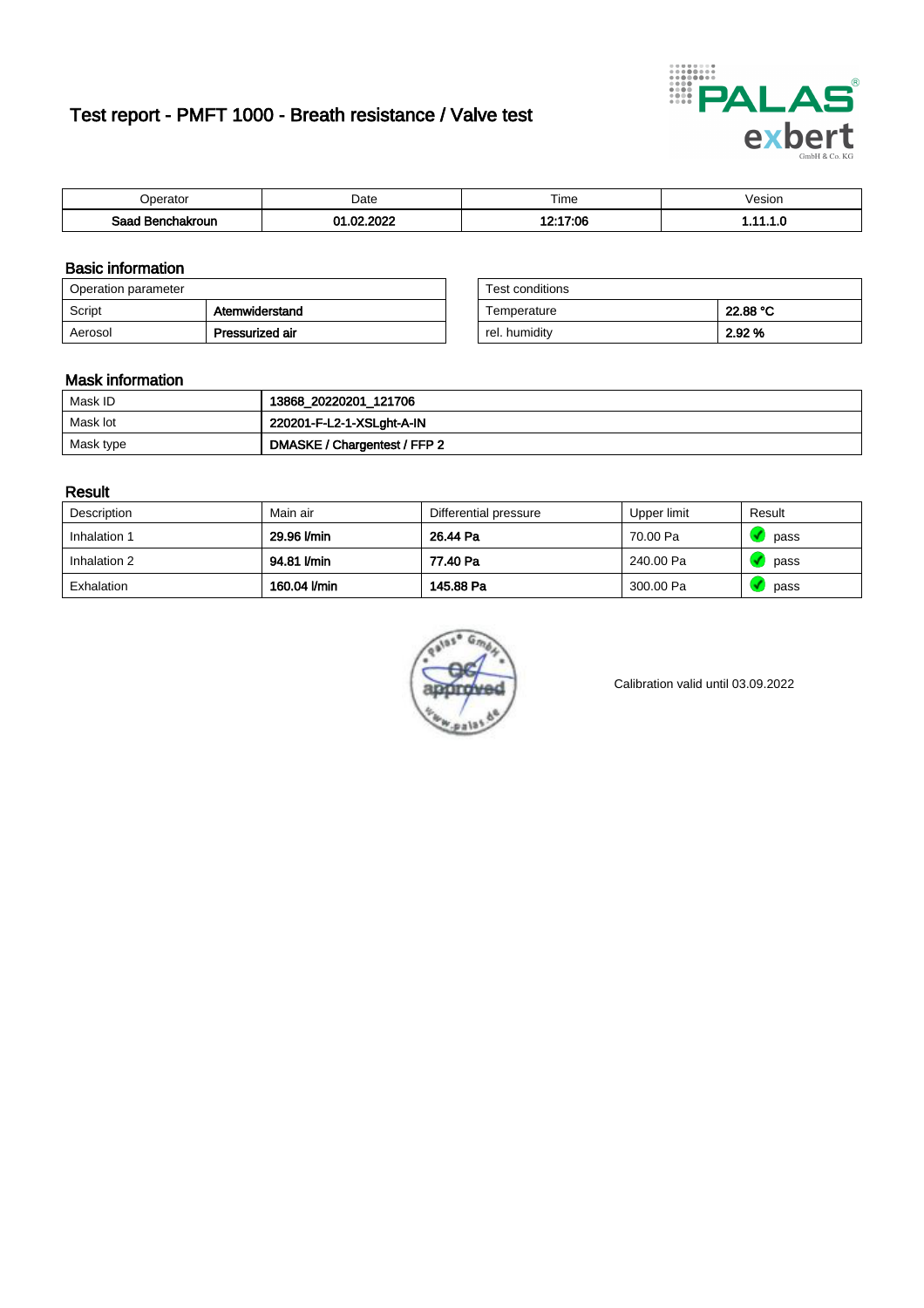# Test report - PMFT 1000 - Breath resistance / Valve test

| Operator | Date | Time | Vesion |
|---|---|---|---|
| **Saad Benchakroun** | **01.02.2022** | **12:17:06** | **1.11.1.0** |

## Basic information

| Operation parameter | |
|---|---|
| Script | **Atemwiderstand** |
| Aerosol | **Pressurized air** |

| Test conditions | |
|---|---|
| Temperature | **22.88 °C** |
| rel. humidity | **2.92 %** |

## Mask information

| | |
|---|---|
| Mask ID | **13868_20220201_121706** |
| Mask lot | **220201-F-L2-1-XSLght-A-IN** |
| Mask type | **DMASKE / Chargentest / FFP 2** |

## Result

| Description | Main air | Differential pressure | Upper limit | Result |
|---|---|---|---|---|
| Inhalation 1 | **29.96 l/min** | **26.44 Pa** | 70.00 Pa | pass |
| Inhalation 2 | **94.81 l/min** | **77.40 Pa** | 240.00 Pa | pass |
| Exhalation | **160.04 l/min** | **145.88 Pa** | 300.00 Pa | pass |

Calibration valid until 03.09.2022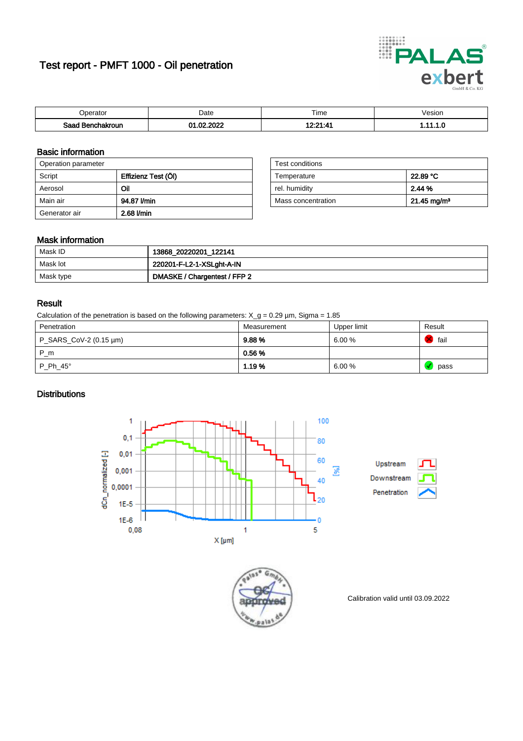# Test report - PMFT 1000 - Oil penetration

PALAS exbert GmbH & Co. KG

| Operator | Date | Time | Vesion |
|---|---|---|---|
| **Saad Benchakroun** | **01.02.2022** | **12:21:41** | **1.11.1.0** |

## Basic information

| Operation parameter | |
|---|---|
| Script | **Effizienz Test (Öl)** |
| Aerosol | **Oil** |
| Main air | **94.87 l/min** |
| Generator air | **2.68 l/min** |

| Test conditions | |
|---|---|
| Temperature | **22.89 °C** |
| rel. humidity | **2.44 %** |
| Mass concentration | **21.45 mg/m³** |

## Mask information

| | |
|---|---|
| Mask ID | **13868_20220201_122141** |
| Mask lot | **220201-F-L2-1-XSLght-A-IN** |
| Mask type | **DMASKE / Chargentest / FFP 2** |

## Result

Calculation of the penetration is based on the following parameters: $X_g$ = 0.29 µm, Sigma = 1.85

| Penetration | Measurement | Upper limit | Result |
|---|---|---|---|
| P_SARS_CoV-2 (0.15 µm) | **9.88 %** | 6.00 % | fail |
| P_m | **0.56 %** | | |
| P_Ph_45° | **1.19 %** | 6.00 % | pass |

## Distributions

1
0,1
0,01
0,001
0,0001
1E-5
1E-6
dCn_normalized [-]
0,08
1
5
X [µm]
100
80
60
40
20
0
[%]

Upstream
Downstream
Penetration

Palas® GmbH
QC approved
www.palas.de

Calibration valid until 03.09.2022